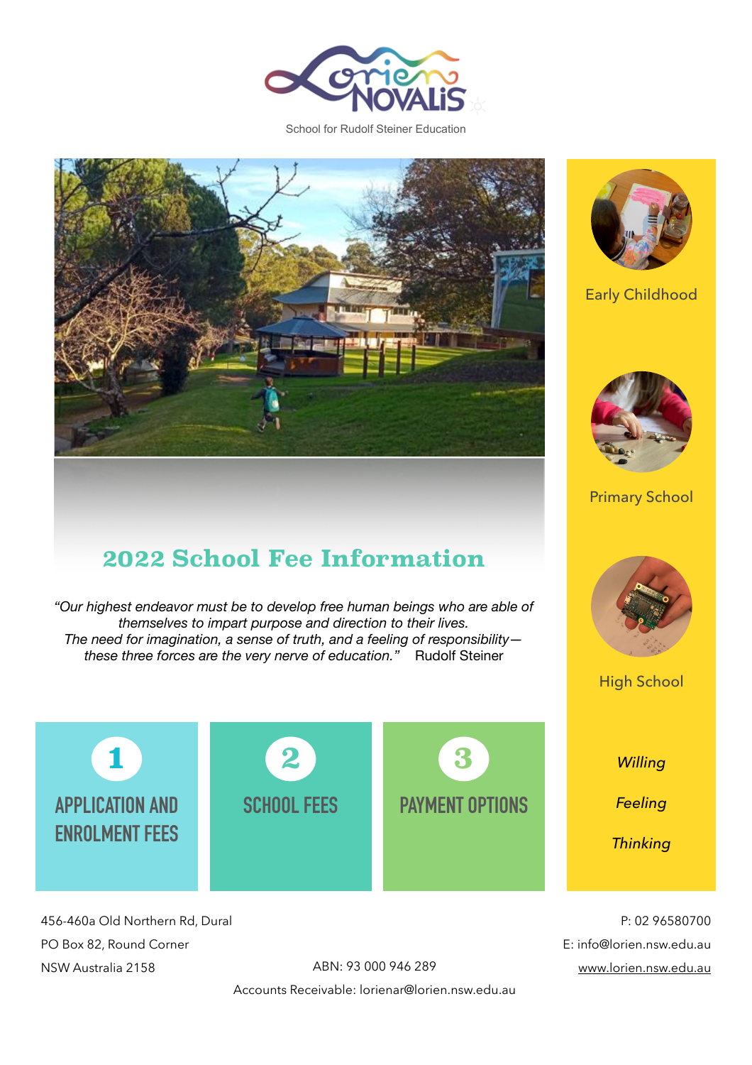School for Rudolf Steiner Education

# 2022 School Fee Information

*"Our highest endeavor must be to develop free human beings who are able of themselves to impart purpose and direction to their lives. The need for imagination, a sense of truth, and a feeling of responsibility—these three forces are the very nerve of education."* Rudolf Steiner

Early Childhood

Primary School

High School

1 APPLICATION AND ENROLMENT FEES

2 SCHOOL FEES

3 PAYMENT OPTIONS

*Willing*

*Feeling*

*Thinking*

456-460a Old Northern Rd, Dural
PO Box 82, Round Corner
NSW Australia 2158

ABN: 93 000 946 289

Accounts Receivable: lorienar@lorien.nsw.edu.au

P: 02 96580700
E: info@lorien.nsw.edu.au
www.lorien.nsw.edu.au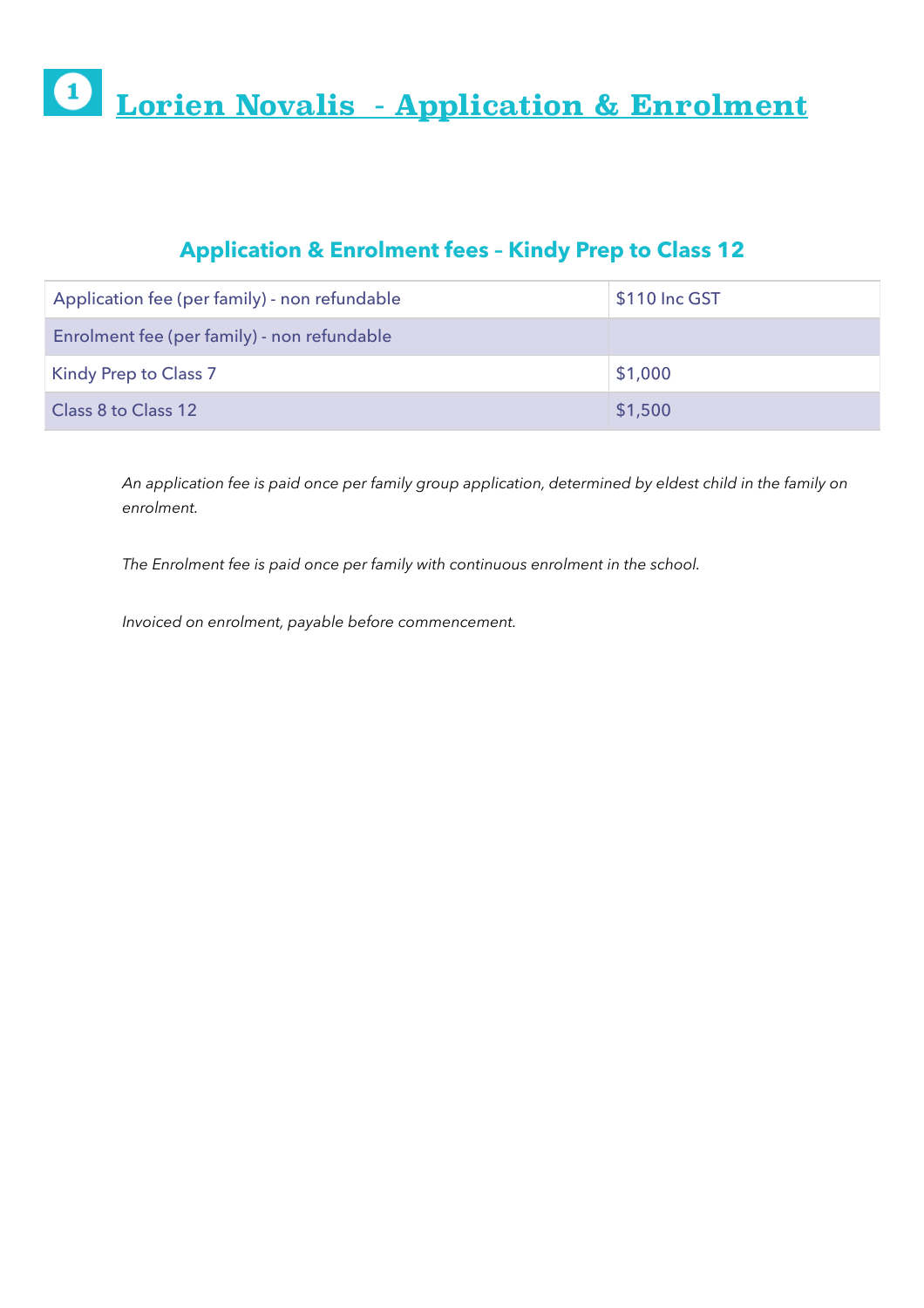# 1 Lorien Novalis - Application & Enrolment

## Application & Enrolment fees – Kindy Prep to Class 12

| Application fee (per family) - non refundable | $110 Inc GST |
|---|---|
| Enrolment fee (per family) - non refundable | |
| Kindy Prep to Class 7 | $1,000 |
| Class 8 to Class 12 | $1,500 |

*An application fee is paid once per family group application, determined by eldest child in the family on enrolment.*

*The Enrolment fee is paid once per family with continuous enrolment in the school.*

*Invoiced on enrolment, payable before commencement.*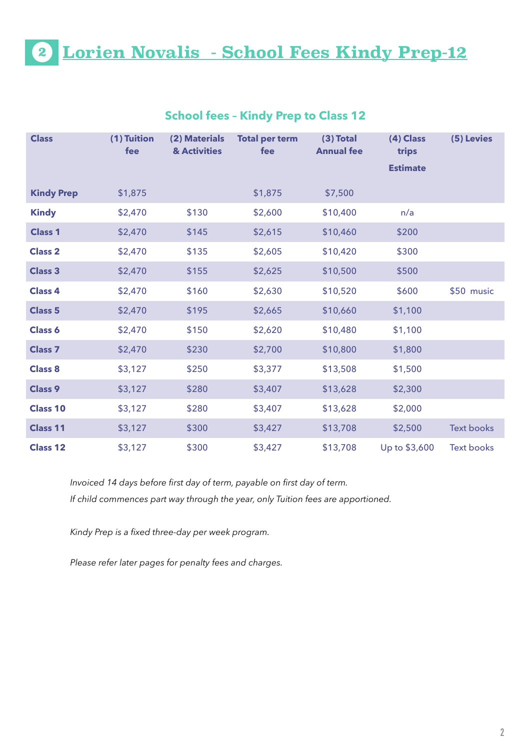# 2 Lorien Novalis - School Fees Kindy Prep-12

## School fees – Kindy Prep to Class 12

| Class | (1) Tuition fee | (2) Materials & Activities | Total per term fee | (3) Total Annual fee | (4) Class trips Estimate | (5) Levies |
|---|---|---|---|---|---|---|
| Kindy Prep | $1,875 | | $1,875 | $7,500 | | |
| Kindy | $2,470 | $130 | $2,600 | $10,400 | n/a | |
| Class 1 | $2,470 | $145 | $2,615 | $10,460 | $200 | |
| Class 2 | $2,470 | $135 | $2,605 | $10,420 | $300 | |
| Class 3 | $2,470 | $155 | $2,625 | $10,500 | $500 | |
| Class 4 | $2,470 | $160 | $2,630 | $10,520 | $600 | $50 music |
| Class 5 | $2,470 | $195 | $2,665 | $10,660 | $1,100 | |
| Class 6 | $2,470 | $150 | $2,620 | $10,480 | $1,100 | |
| Class 7 | $2,470 | $230 | $2,700 | $10,800 | $1,800 | |
| Class 8 | $3,127 | $250 | $3,377 | $13,508 | $1,500 | |
| Class 9 | $3,127 | $280 | $3,407 | $13,628 | $2,300 | |
| Class 10 | $3,127 | $280 | $3,407 | $13,628 | $2,000 | |
| Class 11 | $3,127 | $300 | $3,427 | $13,708 | $2,500 | Text books |
| Class 12 | $3,127 | $300 | $3,427 | $13,708 | Up to $3,600 | Text books |

*Invoiced 14 days before first day of term, payable on first day of term.*
*If child commences part way through the year, only Tuition fees are apportioned.*

*Kindy Prep is a fixed three-day per week program.*

*Please refer later pages for penalty fees and charges.*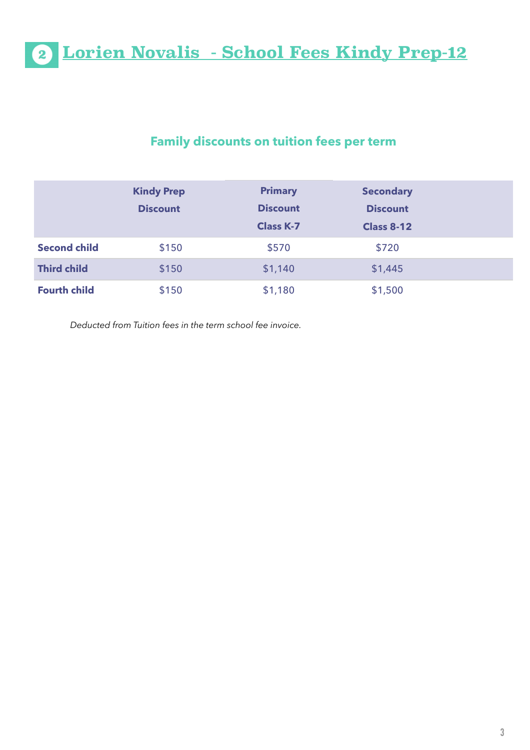# 2 Lorien Novalis - School Fees Kindy Prep-12

## Family discounts on tuition fees per term

| | Kindy Prep Discount | Primary Discount Class K-7 | Secondary Discount Class 8-12 |
|---|---|---|---|
| **Second child** | $150 | $570 | $720 |
| **Third child** | $150 | $1,140 | $1,445 |
| **Fourth child** | $150 | $1,180 | $1,500 |

*Deducted from Tuition fees in the term school fee invoice.*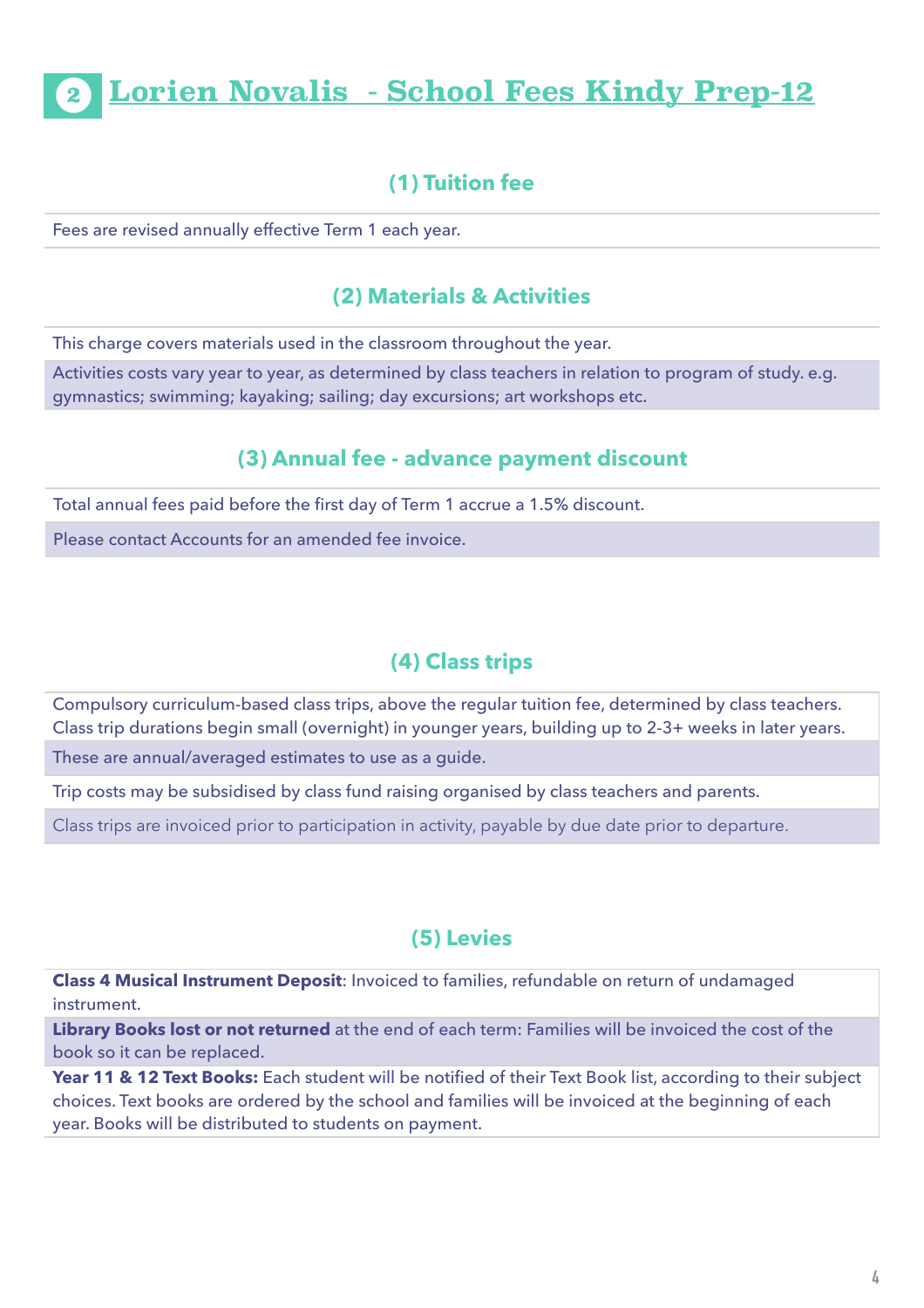# 2 Lorien Novalis - School Fees Kindy Prep-12

## (1) Tuition fee

Fees are revised annually effective Term 1 each year.

## (2) Materials & Activities

This charge covers materials used in the classroom throughout the year.

Activities costs vary year to year, as determined by class teachers in relation to program of study. e.g. gymnastics; swimming; kayaking; sailing; day excursions; art workshops etc.

## (3) Annual fee - advance payment discount

Total annual fees paid before the first day of Term 1 accrue a 1.5% discount.

Please contact Accounts for an amended fee invoice.

## (4) Class trips

Compulsory curriculum-based class trips, above the regular tuition fee, determined by class teachers. Class trip durations begin small (overnight) in younger years, building up to 2-3+ weeks in later years.

These are annual/averaged estimates to use as a guide.

Trip costs may be subsidised by class fund raising organised by class teachers and parents.

Class trips are invoiced prior to participation in activity, payable by due date prior to departure.

## (5) Levies

**Class 4 Musical Instrument Deposit**: Invoiced to families, refundable on return of undamaged instrument.

**Library Books lost or not returned** at the end of each term: Families will be invoiced the cost of the book so it can be replaced.

**Year 11 & 12 Text Books:** Each student will be notified of their Text Book list, according to their subject choices. Text books are ordered by the school and families will be invoiced at the beginning of each year. Books will be distributed to students on payment.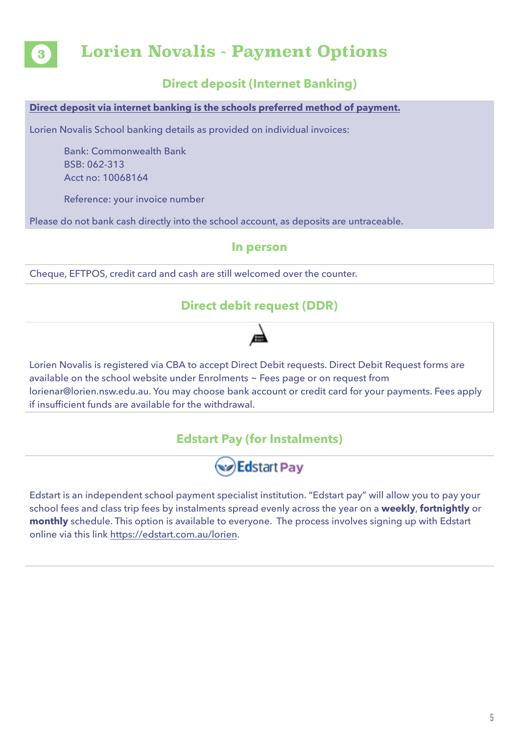# 3 Lorien Novalis - Payment Options

## Direct deposit (Internet Banking)

**Direct deposit via internet banking is the schools preferred method of payment.**

Lorien Novalis School banking details as provided on individual invoices:

Bank: Commonwealth Bank
BSB: 062-313
Acct no: 10068164

Reference: your invoice number

Please do not bank cash directly into the school account, as deposits are untraceable.

## In person

Cheque, EFTPOS, credit card and cash are still welcomed over the counter.

## Direct debit request (DDR)

Lorien Novalis is registered via CBA to accept Direct Debit requests. Direct Debit Request forms are available on the school website under Enrolments ~ Fees page or on request from lorienar@lorien.nsw.edu.au. You may choose bank account or credit card for your payments. Fees apply if insufficient funds are available for the withdrawal.

## Edstart Pay (for Instalments)

Edstart is an independent school payment specialist institution. "Edstart pay" will allow you to pay your school fees and class trip fees by instalments spread evenly across the year on a **weekly**, **fortnightly** or **monthly** schedule. This option is available to everyone. The process involves signing up with Edstart online via this link https://edstart.com.au/lorien.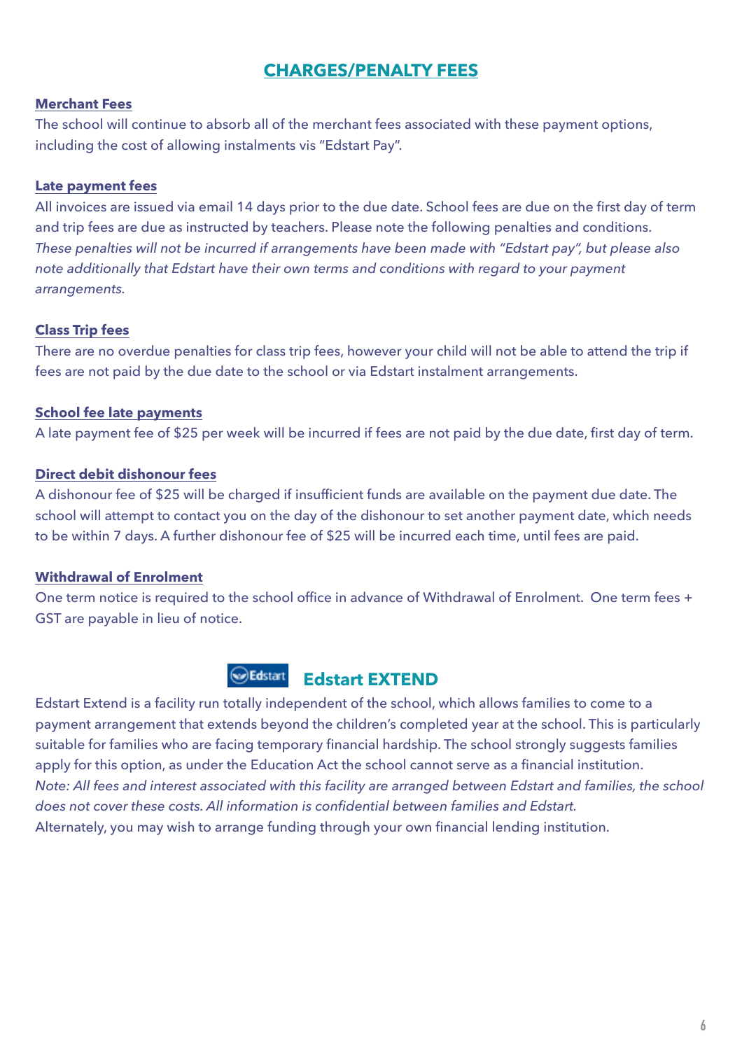## CHARGES/PENALTY FEES

### Merchant Fees

The school will continue to absorb all of the merchant fees associated with these payment options, including the cost of allowing instalments vis "Edstart Pay".

### Late payment fees

All invoices are issued via email 14 days prior to the due date. School fees are due on the first day of term and trip fees are due as instructed by teachers. Please note the following penalties and conditions. *These penalties will not be incurred if arrangements have been made with "Edstart pay", but please also note additionally that Edstart have their own terms and conditions with regard to your payment arrangements.*

### Class Trip fees

There are no overdue penalties for class trip fees, however your child will not be able to attend the trip if fees are not paid by the due date to the school or via Edstart instalment arrangements.

### School fee late payments

A late payment fee of $25 per week will be incurred if fees are not paid by the due date, first day of term.

### Direct debit dishonour fees

A dishonour fee of $25 will be charged if insufficient funds are available on the payment due date. The school will attempt to contact you on the day of the dishonour to set another payment date, which needs to be within 7 days. A further dishonour fee of $25 will be incurred each time, until fees are paid.

### Withdrawal of Enrolment

One term notice is required to the school office in advance of Withdrawal of Enrolment. One term fees + GST are payable in lieu of notice.

## Edstart EXTEND

Edstart Extend is a facility run totally independent of the school, which allows families to come to a payment arrangement that extends beyond the children's completed year at the school. This is particularly suitable for families who are facing temporary financial hardship. The school strongly suggests families apply for this option, as under the Education Act the school cannot serve as a financial institution.

*Note: All fees and interest associated with this facility are arranged between Edstart and families, the school does not cover these costs. All information is confidential between families and Edstart.*

Alternately, you may wish to arrange funding through your own financial lending institution.